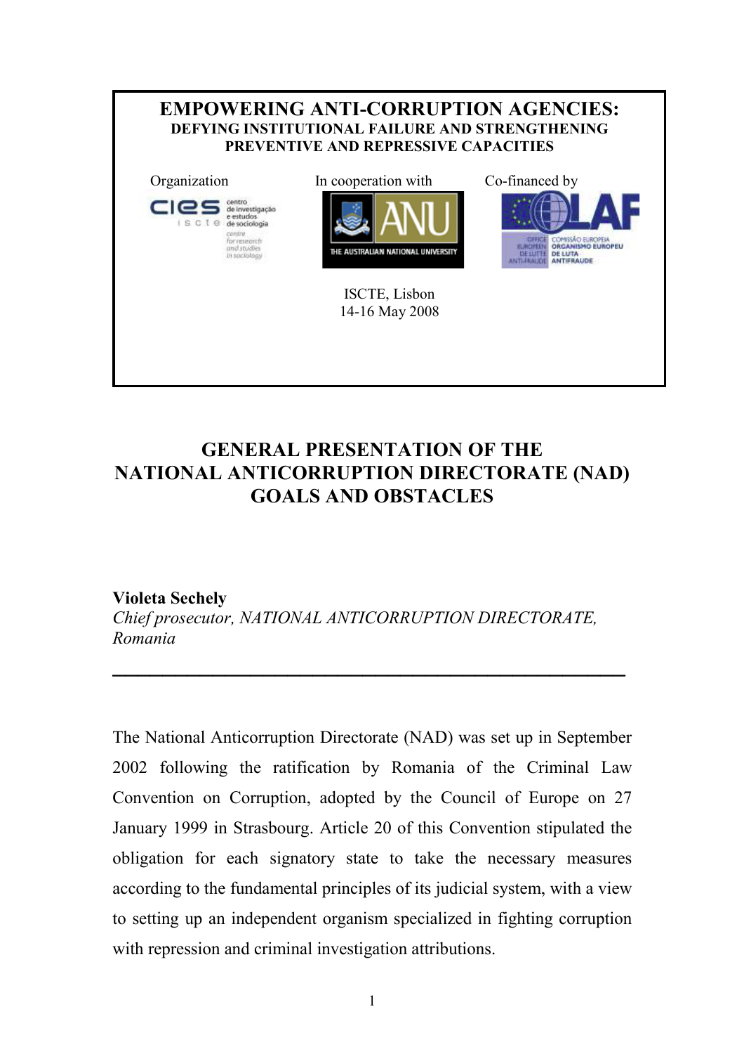# EMPOWERING ANTI-CORRUPTION AGENCIES:

**DEFYING INSTITUTIONAL FAILURE AND STRENGTHENING PREVENTIVE AND REPRESSIVE CAPACITIES**

Organization | In cooperation with | Co-financed by

ISCTE, Lisbon
14-16 May 2008

## GENERAL PRESENTATION OF THE NATIONAL ANTICORRUPTION DIRECTORATE (NAD) GOALS AND OBSTACLES

**Violeta Sechely**
*Chief prosecutor, NATIONAL ANTICORRUPTION DIRECTORATE, Romania*

---

The National Anticorruption Directorate (NAD) was set up in September 2002 following the ratification by Romania of the Criminal Law Convention on Corruption, adopted by the Council of Europe on 27 January 1999 in Strasbourg. Article 20 of this Convention stipulated the obligation for each signatory state to take the necessary measures according to the fundamental principles of its judicial system, with a view to setting up an independent organism specialized in fighting corruption with repression and criminal investigation attributions.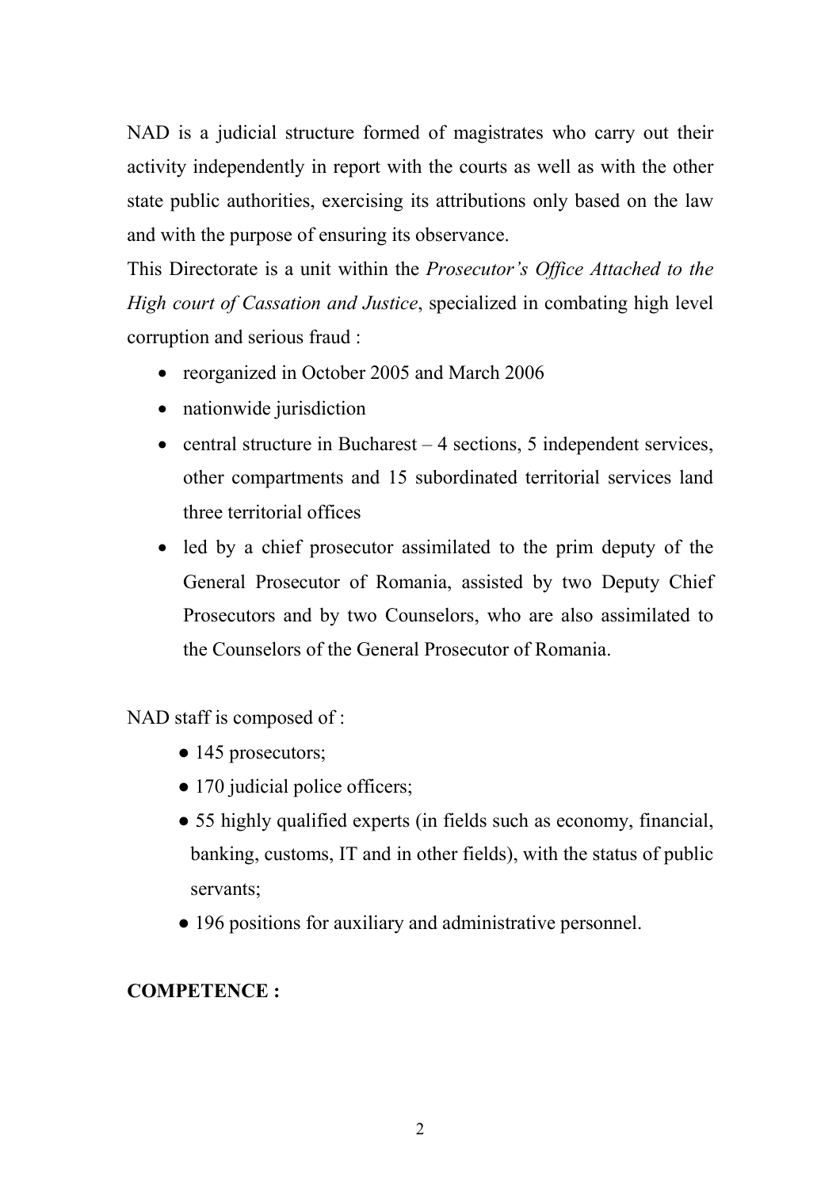NAD is a judicial structure formed of magistrates who carry out their activity independently in report with the courts as well as with the other state public authorities, exercising its attributions only based on the law and with the purpose of ensuring its observance.

This Directorate is a unit within the *Prosecutor's Office Attached to the High court of Cassation and Justice*, specialized in combating high level corruption and serious fraud :

- reorganized in October 2005 and March 2006
- nationwide jurisdiction
- central structure in Bucharest – 4 sections, 5 independent services, other compartments and 15 subordinated territorial services land three territorial offices
- led by a chief prosecutor assimilated to the prim deputy of the General Prosecutor of Romania, assisted by two Deputy Chief Prosecutors and by two Counselors, who are also assimilated to the Counselors of the General Prosecutor of Romania.

NAD staff is composed of :

- 145 prosecutors;
- 170 judicial police officers;
- 55 highly qualified experts (in fields such as economy, financial, banking, customs, IT and in other fields), with the status of public servants;
- 196 positions for auxiliary and administrative personnel.

**COMPETENCE :**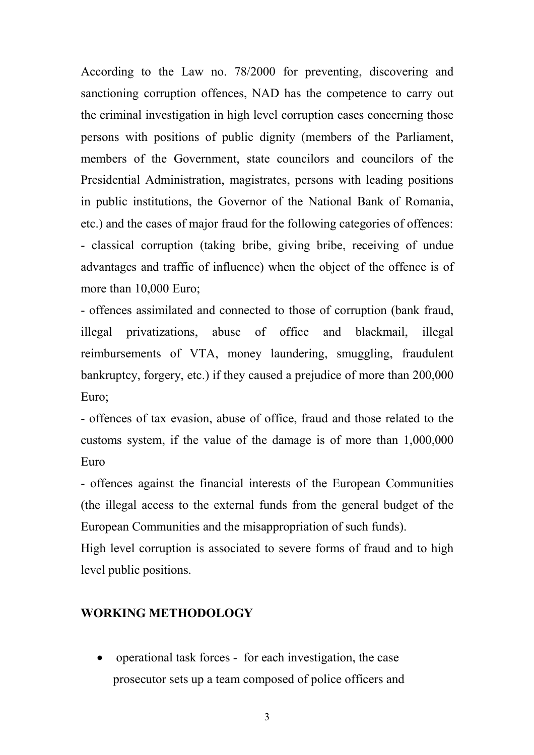According to the Law no. 78/2000 for preventing, discovering and sanctioning corruption offences, NAD has the competence to carry out the criminal investigation in high level corruption cases concerning those persons with positions of public dignity (members of the Parliament, members of the Government, state councilors and councilors of the Presidential Administration, magistrates, persons with leading positions in public institutions, the Governor of the National Bank of Romania, etc.) and the cases of major fraud for the following categories of offences:

- classical corruption (taking bribe, giving bribe, receiving of undue advantages and traffic of influence) when the object of the offence is of more than 10,000 Euro;
- offences assimilated and connected to those of corruption (bank fraud, illegal privatizations, abuse of office and blackmail, illegal reimbursements of VTA, money laundering, smuggling, fraudulent bankruptcy, forgery, etc.) if they caused a prejudice of more than 200,000 Euro;
- offences of tax evasion, abuse of office, fraud and those related to the customs system, if the value of the damage is of more than 1,000,000 Euro
- offences against the financial interests of the European Communities (the illegal access to the external funds from the general budget of the European Communities and the misappropriation of such funds).

High level corruption is associated to severe forms of fraud and to high level public positions.

**WORKING METHODOLOGY**

- operational task forces - for each investigation, the case prosecutor sets up a team composed of police officers and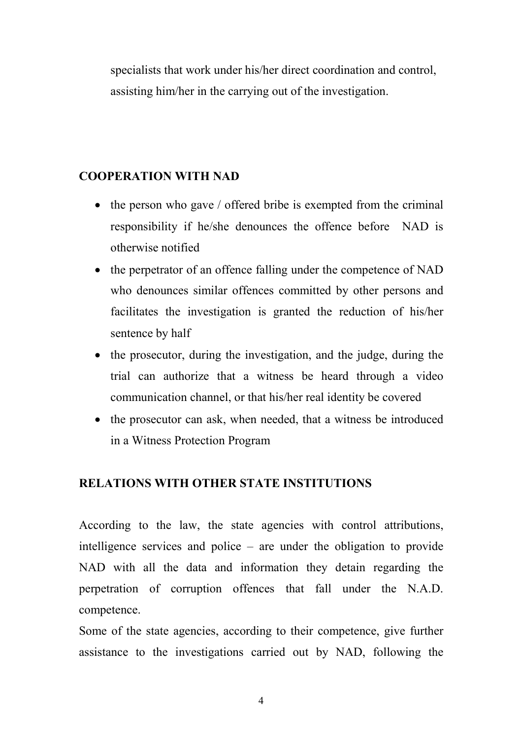specialists that work under his/her direct coordination and control, assisting him/her in the carrying out of the investigation.

**COOPERATION WITH NAD**

- the person who gave / offered bribe is exempted from the criminal responsibility if he/she denounces the offence before NAD is otherwise notified
- the perpetrator of an offence falling under the competence of NAD who denounces similar offences committed by other persons and facilitates the investigation is granted the reduction of his/her sentence by half
- the prosecutor, during the investigation, and the judge, during the trial can authorize that a witness be heard through a video communication channel, or that his/her real identity be covered
- the prosecutor can ask, when needed, that a witness be introduced in a Witness Protection Program

**RELATIONS WITH OTHER STATE INSTITUTIONS**

According to the law, the state agencies with control attributions, intelligence services and police – are under the obligation to provide NAD with all the data and information they detain regarding the perpetration of corruption offences that fall under the N.A.D. competence.

Some of the state agencies, according to their competence, give further assistance to the investigations carried out by NAD, following the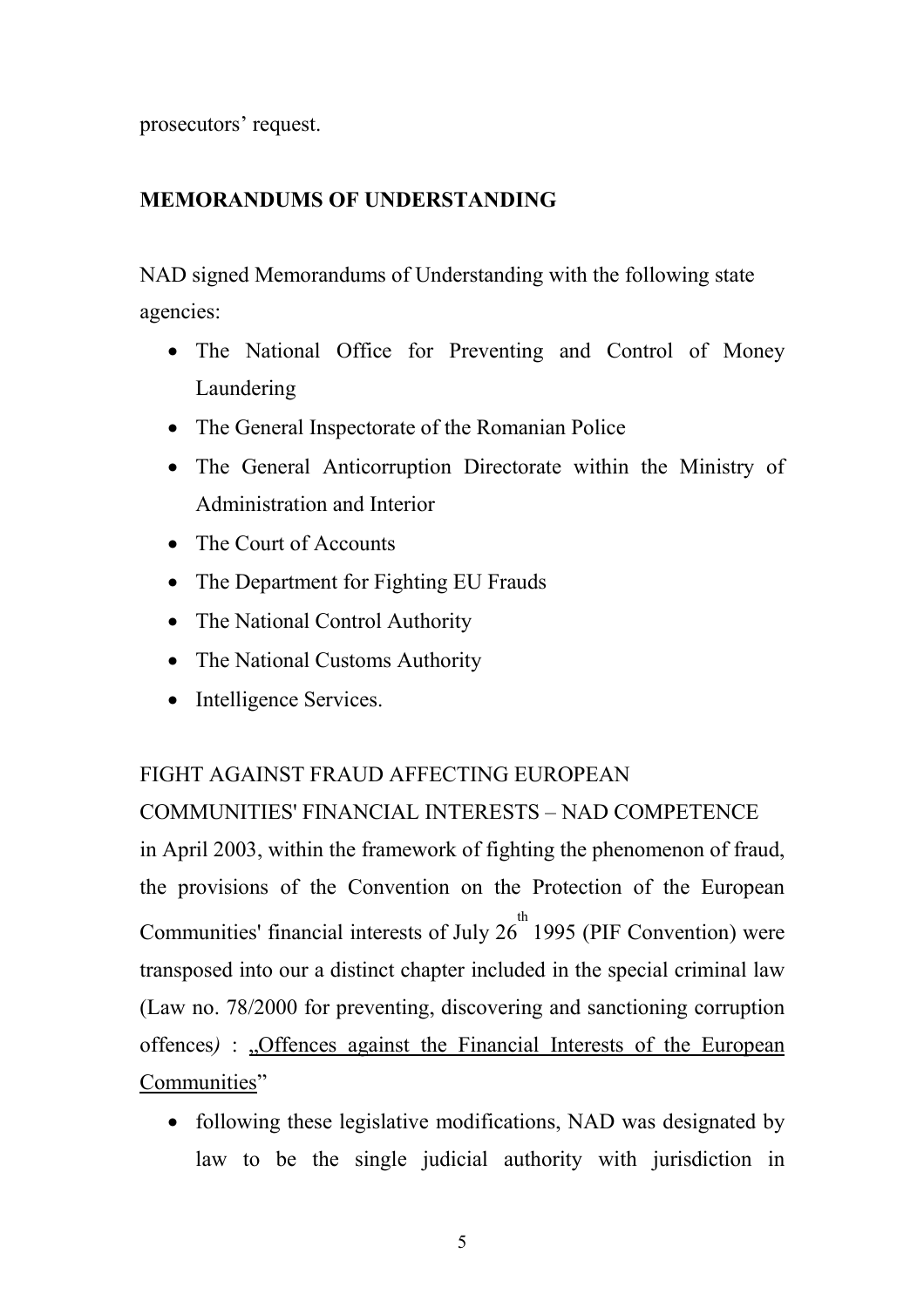prosecutors' request.

**MEMORANDUMS OF UNDERSTANDING**

NAD signed Memorandums of Understanding with the following state agencies:

- The National Office for Preventing and Control of Money Laundering
- The General Inspectorate of the Romanian Police
- The General Anticorruption Directorate within the Ministry of Administration and Interior
- The Court of Accounts
- The Department for Fighting EU Frauds
- The National Control Authority
- The National Customs Authority
- Intelligence Services.

FIGHT AGAINST FRAUD AFFECTING EUROPEAN COMMUNITIES' FINANCIAL INTERESTS – NAD COMPETENCE

in April 2003, within the framework of fighting the phenomenon of fraud, the provisions of the Convention on the Protection of the European Communities' financial interests of July 26th 1995 (PIF Convention) were transposed into our a distinct chapter included in the special criminal law (Law no. 78/2000 for preventing, discovering and sanctioning corruption offences*)* : „Offences against the Financial Interests of the European Communities"

- following these legislative modifications, NAD was designated by law to be the single judicial authority with jurisdiction in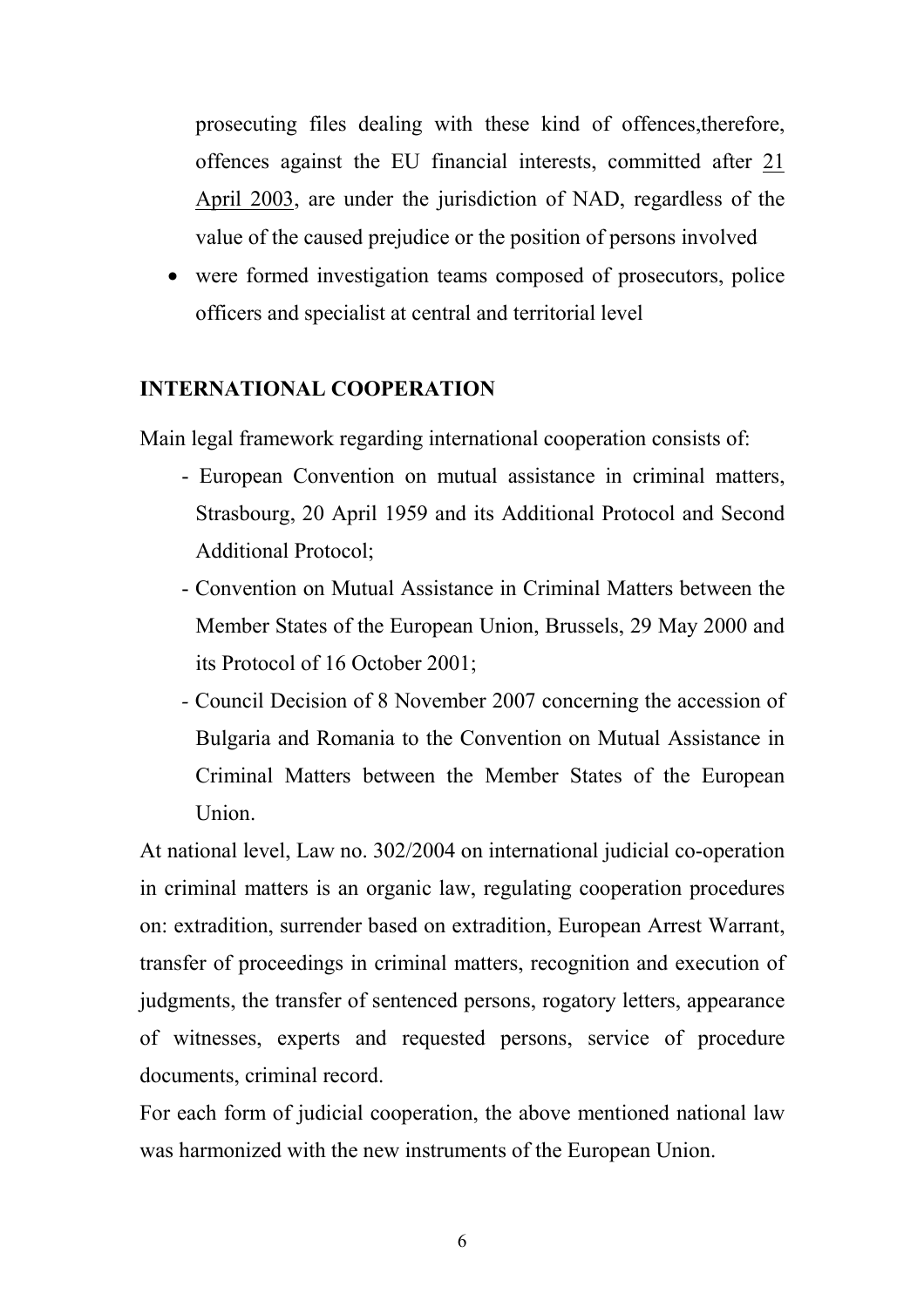prosecuting files dealing with these kind of offences,therefore, offences against the EU financial interests, committed after 21 April 2003, are under the jurisdiction of NAD, regardless of the value of the caused prejudice or the position of persons involved

- were formed investigation teams composed of prosecutors, police officers and specialist at central and territorial level

**INTERNATIONAL COOPERATION**

Main legal framework regarding international cooperation consists of:

- European Convention on mutual assistance in criminal matters, Strasbourg, 20 April 1959 and its Additional Protocol and Second Additional Protocol;
- Convention on Mutual Assistance in Criminal Matters between the Member States of the European Union, Brussels, 29 May 2000 and its Protocol of 16 October 2001;
- Council Decision of 8 November 2007 concerning the accession of Bulgaria and Romania to the Convention on Mutual Assistance in Criminal Matters between the Member States of the European Union.

At national level, Law no. 302/2004 on international judicial co-operation in criminal matters is an organic law, regulating cooperation procedures on: extradition, surrender based on extradition, European Arrest Warrant, transfer of proceedings in criminal matters, recognition and execution of judgments, the transfer of sentenced persons, rogatory letters, appearance of witnesses, experts and requested persons, service of procedure documents, criminal record.

For each form of judicial cooperation, the above mentioned national law was harmonized with the new instruments of the European Union.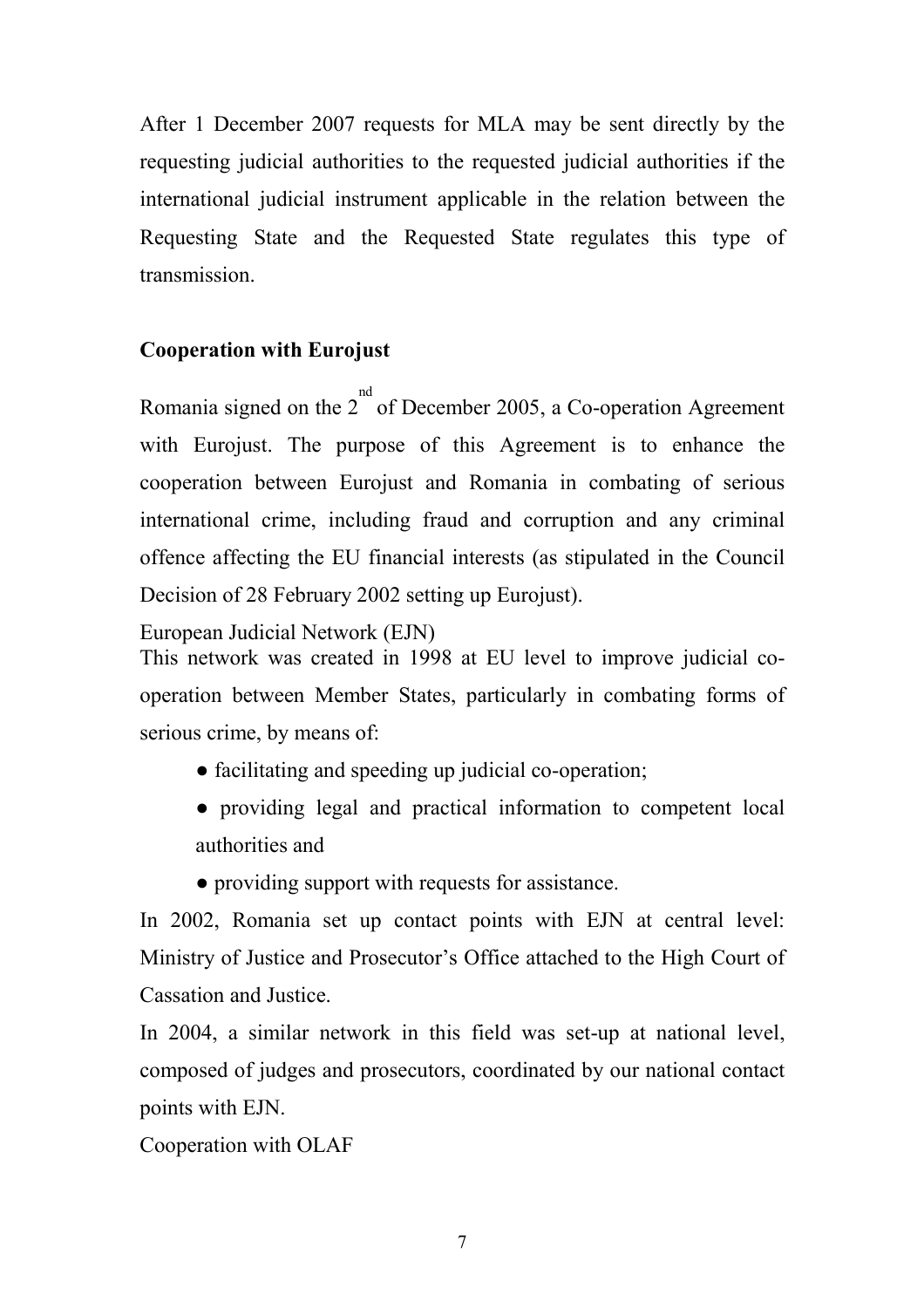After 1 December 2007 requests for MLA may be sent directly by the requesting judicial authorities to the requested judicial authorities if the international judicial instrument applicable in the relation between the Requesting State and the Requested State regulates this type of transmission.

**Cooperation with Eurojust**

Romania signed on the 2nd of December 2005, a Co-operation Agreement with Eurojust. The purpose of this Agreement is to enhance the cooperation between Eurojust and Romania in combating of serious international crime, including fraud and corruption and any criminal offence affecting the EU financial interests (as stipulated in the Council Decision of 28 February 2002 setting up Eurojust).

European Judicial Network (EJN)

This network was created in 1998 at EU level to improve judicial co-operation between Member States, particularly in combating forms of serious crime, by means of:

- facilitating and speeding up judicial co-operation;
- providing legal and practical information to competent local authorities and
- providing support with requests for assistance.

In 2002, Romania set up contact points with EJN at central level: Ministry of Justice and Prosecutor's Office attached to the High Court of Cassation and Justice.

In 2004, a similar network in this field was set-up at national level, composed of judges and prosecutors, coordinated by our national contact points with EJN.

Cooperation with OLAF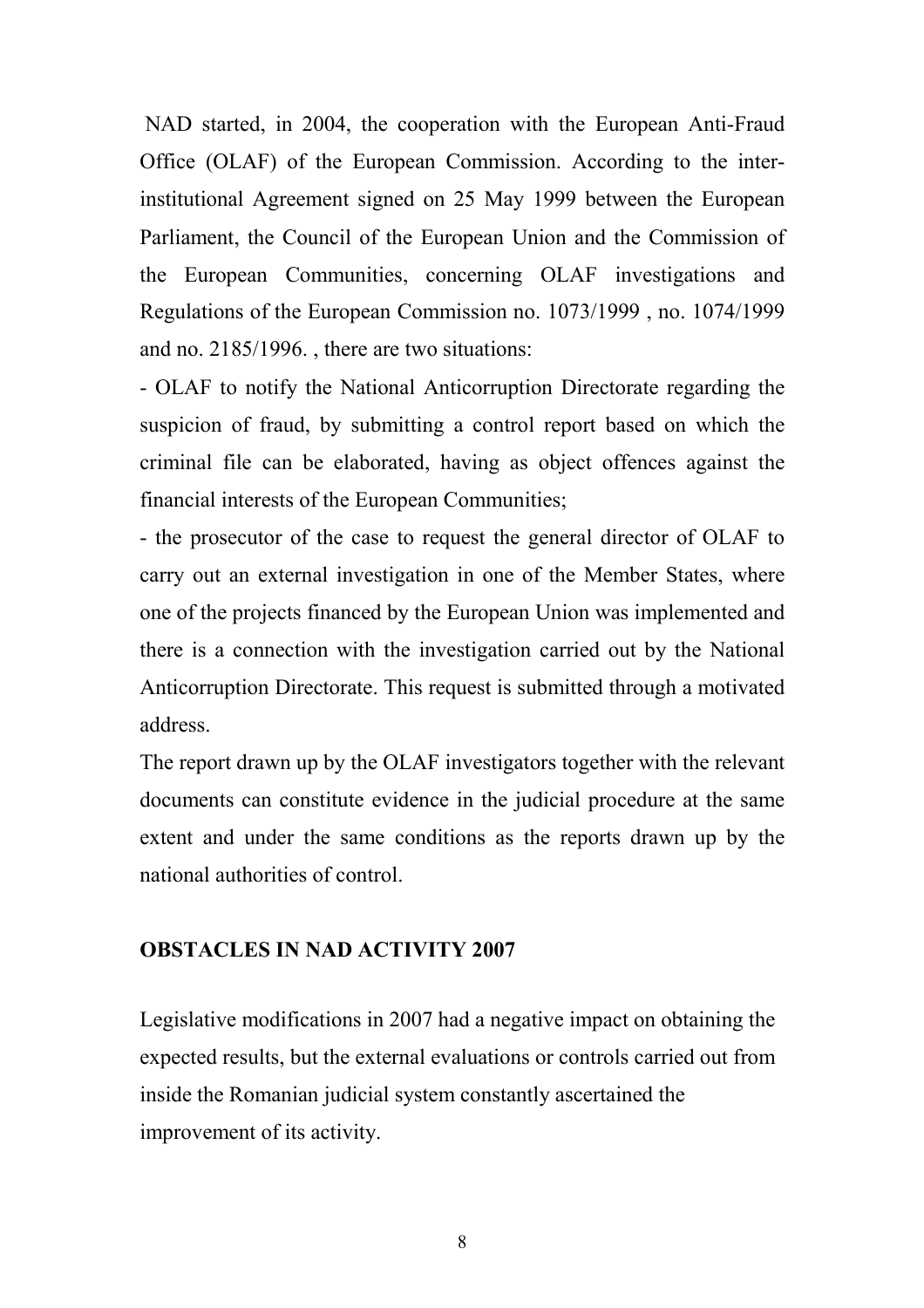NAD started, in 2004, the cooperation with the European Anti-Fraud Office (OLAF) of the European Commission. According to the inter-institutional Agreement signed on 25 May 1999 between the European Parliament, the Council of the European Union and the Commission of the European Communities, concerning OLAF investigations and Regulations of the European Commission no. 1073/1999 , no. 1074/1999 and no. 2185/1996. , there are two situations:

- OLAF to notify the National Anticorruption Directorate regarding the suspicion of fraud, by submitting a control report based on which the criminal file can be elaborated, having as object offences against the financial interests of the European Communities;
- the prosecutor of the case to request the general director of OLAF to carry out an external investigation in one of the Member States, where one of the projects financed by the European Union was implemented and there is a connection with the investigation carried out by the National Anticorruption Directorate. This request is submitted through a motivated address.

The report drawn up by the OLAF investigators together with the relevant documents can constitute evidence in the judicial procedure at the same extent and under the same conditions as the reports drawn up by the national authorities of control.

**OBSTACLES IN NAD ACTIVITY 2007**

Legislative modifications in 2007 had a negative impact on obtaining the expected results, but the external evaluations or controls carried out from inside the Romanian judicial system constantly ascertained the improvement of its activity.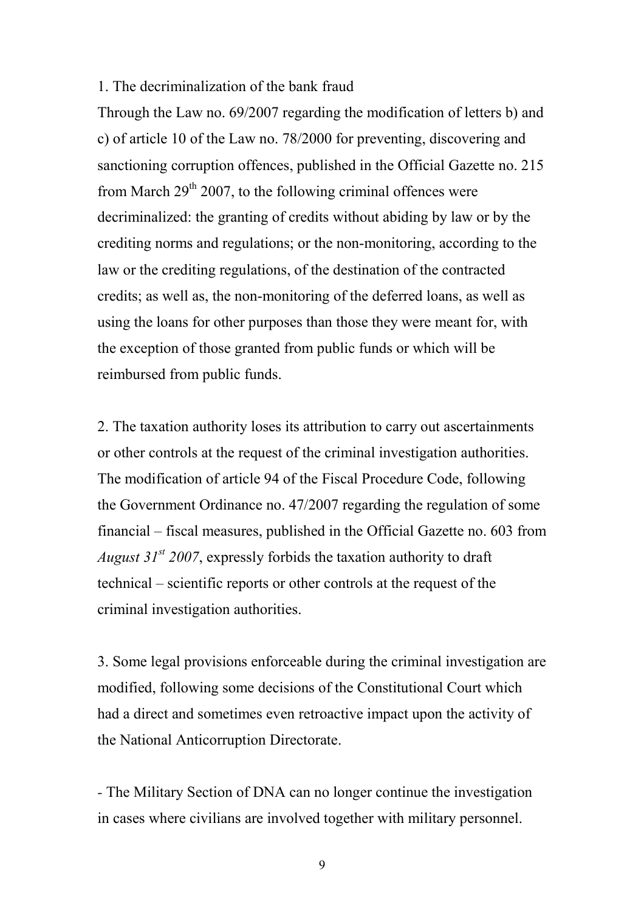1. The decriminalization of the bank fraud

Through the Law no. 69/2007 regarding the modification of letters b) and c) of article 10 of the Law no. 78/2000 for preventing, discovering and sanctioning corruption offences, published in the Official Gazette no. 215 from March 29[th] 2007, to the following criminal offences were decriminalized: the granting of credits without abiding by law or by the crediting norms and regulations; or the non-monitoring, according to the law or the crediting regulations, of the destination of the contracted credits; as well as, the non-monitoring of the deferred loans, as well as using the loans for other purposes than those they were meant for, with the exception of those granted from public funds or which will be reimbursed from public funds.

2. The taxation authority loses its attribution to carry out ascertainments or other controls at the request of the criminal investigation authorities. The modification of article 94 of the Fiscal Procedure Code, following the Government Ordinance no. 47/2007 regarding the regulation of some financial – fiscal measures, published in the Official Gazette no. 603 from *August 31[st] 2007*, expressly forbids the taxation authority to draft technical – scientific reports or other controls at the request of the criminal investigation authorities.

3. Some legal provisions enforceable during the criminal investigation are modified, following some decisions of the Constitutional Court which had a direct and sometimes even retroactive impact upon the activity of the National Anticorruption Directorate.

- The Military Section of DNA can no longer continue the investigation in cases where civilians are involved together with military personnel.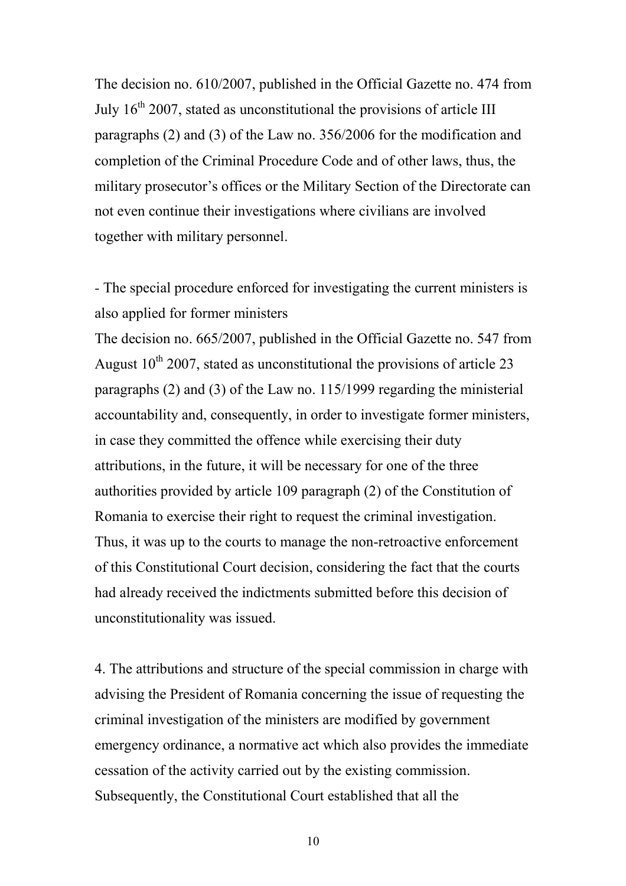The decision no. 610/2007, published in the Official Gazette no. 474 from July 16th 2007, stated as unconstitutional the provisions of article III paragraphs (2) and (3) of the Law no. 356/2006 for the modification and completion of the Criminal Procedure Code and of other laws, thus, the military prosecutor's offices or the Military Section of the Directorate can not even continue their investigations where civilians are involved together with military personnel.

- The special procedure enforced for investigating the current ministers is also applied for former ministers

The decision no. 665/2007, published in the Official Gazette no. 547 from August 10th 2007, stated as unconstitutional the provisions of article 23 paragraphs (2) and (3) of the Law no. 115/1999 regarding the ministerial accountability and, consequently, in order to investigate former ministers, in case they committed the offence while exercising their duty attributions, in the future, it will be necessary for one of the three authorities provided by article 109 paragraph (2) of the Constitution of Romania to exercise their right to request the criminal investigation. Thus, it was up to the courts to manage the non-retroactive enforcement of this Constitutional Court decision, considering the fact that the courts had already received the indictments submitted before this decision of unconstitutionality was issued.

4. The attributions and structure of the special commission in charge with advising the President of Romania concerning the issue of requesting the criminal investigation of the ministers are modified by government emergency ordinance, a normative act which also provides the immediate cessation of the activity carried out by the existing commission. Subsequently, the Constitutional Court established that all the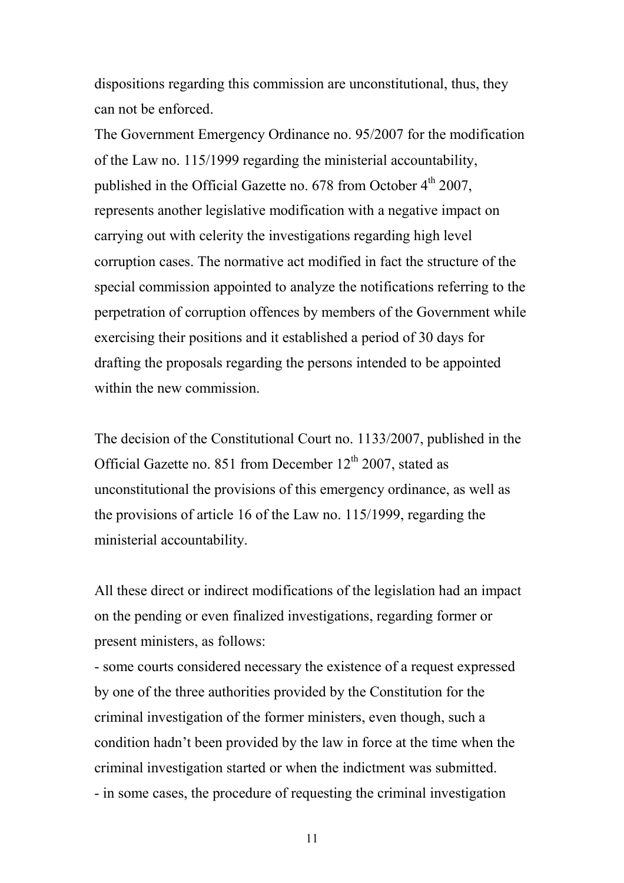dispositions regarding this commission are unconstitutional, thus, they can not be enforced.

The Government Emergency Ordinance no. 95/2007 for the modification of the Law no. 115/1999 regarding the ministerial accountability, published in the Official Gazette no. 678 from October 4th 2007, represents another legislative modification with a negative impact on carrying out with celerity the investigations regarding high level corruption cases. The normative act modified in fact the structure of the special commission appointed to analyze the notifications referring to the perpetration of corruption offences by members of the Government while exercising their positions and it established a period of 30 days for drafting the proposals regarding the persons intended to be appointed within the new commission.

The decision of the Constitutional Court no. 1133/2007, published in the Official Gazette no. 851 from December 12th 2007, stated as unconstitutional the provisions of this emergency ordinance, as well as the provisions of article 16 of the Law no. 115/1999, regarding the ministerial accountability.

All these direct or indirect modifications of the legislation had an impact on the pending or even finalized investigations, regarding former or present ministers, as follows:

- some courts considered necessary the existence of a request expressed by one of the three authorities provided by the Constitution for the criminal investigation of the former ministers, even though, such a condition hadn't been provided by the law in force at the time when the criminal investigation started or when the indictment was submitted.
- in some cases, the procedure of requesting the criminal investigation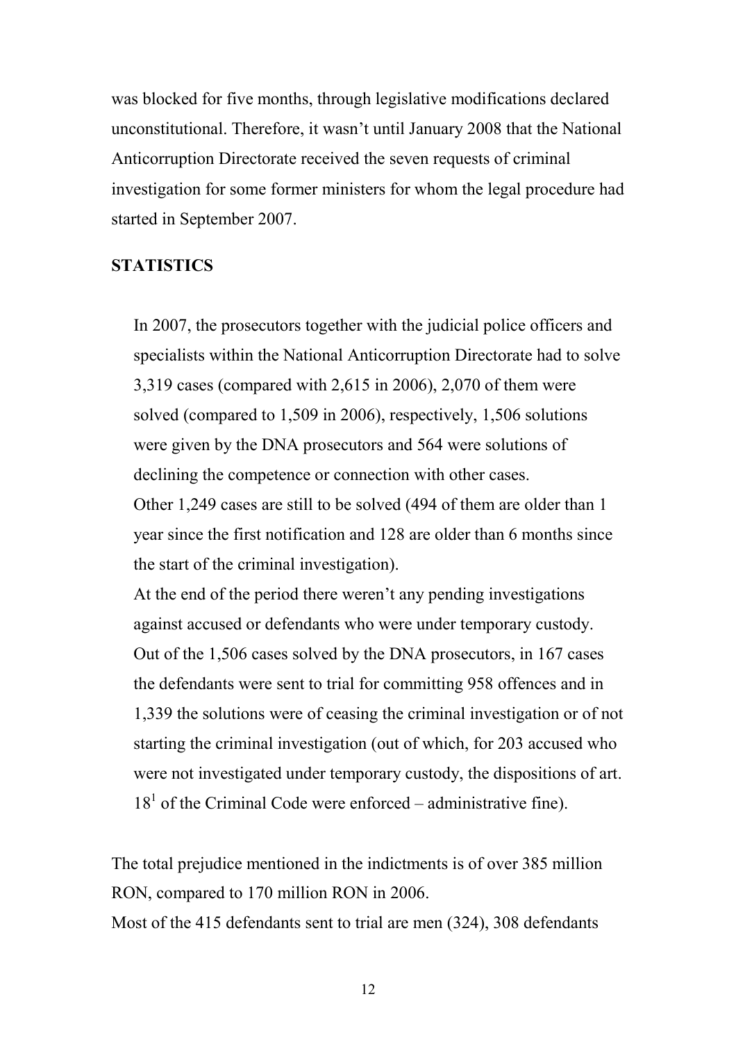was blocked for five months, through legislative modifications declared unconstitutional. Therefore, it wasn't until January 2008 that the National Anticorruption Directorate received the seven requests of criminal investigation for some former ministers for whom the legal procedure had started in September 2007.

**STATISTICS**

In 2007, the prosecutors together with the judicial police officers and specialists within the National Anticorruption Directorate had to solve 3,319 cases (compared with 2,615 in 2006), 2,070 of them were solved (compared to 1,509 in 2006), respectively, 1,506 solutions were given by the DNA prosecutors and 564 were solutions of declining the competence or connection with other cases.

Other 1,249 cases are still to be solved (494 of them are older than 1 year since the first notification and 128 are older than 6 months since the start of the criminal investigation).

At the end of the period there weren't any pending investigations against accused or defendants who were under temporary custody.

Out of the 1,506 cases solved by the DNA prosecutors, in 167 cases the defendants were sent to trial for committing 958 offences and in 1,339 the solutions were of ceasing the criminal investigation or of not starting the criminal investigation (out of which, for 203 accused who were not investigated under temporary custody, the dispositions of art. 18[1] of the Criminal Code were enforced – administrative fine).

The total prejudice mentioned in the indictments is of over 385 million RON, compared to 170 million RON in 2006.

Most of the 415 defendants sent to trial are men (324), 308 defendants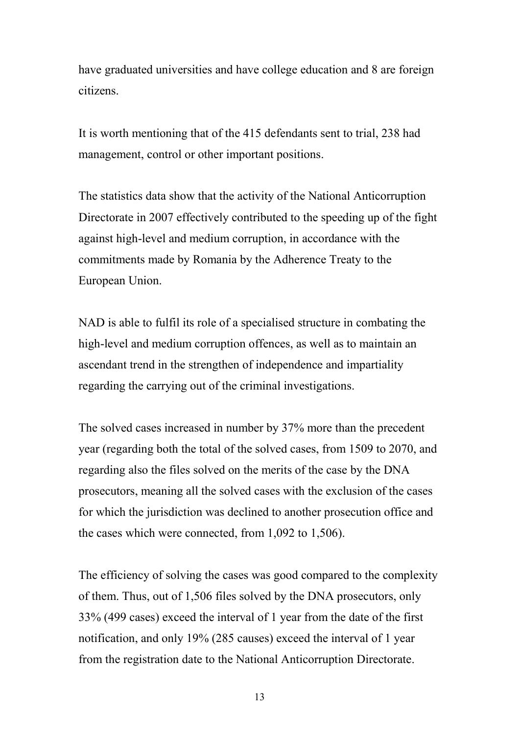have graduated universities and have college education and 8 are foreign citizens.

It is worth mentioning that of the 415 defendants sent to trial, 238 had management, control or other important positions.

The statistics data show that the activity of the National Anticorruption Directorate in 2007 effectively contributed to the speeding up of the fight against high-level and medium corruption, in accordance with the commitments made by Romania by the Adherence Treaty to the European Union.

NAD is able to fulfil its role of a specialised structure in combating the high-level and medium corruption offences, as well as to maintain an ascendant trend in the strengthen of independence and impartiality regarding the carrying out of the criminal investigations.

The solved cases increased in number by 37% more than the precedent year (regarding both the total of the solved cases, from 1509 to 2070, and regarding also the files solved on the merits of the case by the DNA prosecutors, meaning all the solved cases with the exclusion of the cases for which the jurisdiction was declined to another prosecution office and the cases which were connected, from 1,092 to 1,506).

The efficiency of solving the cases was good compared to the complexity of them. Thus, out of 1,506 files solved by the DNA prosecutors, only 33% (499 cases) exceed the interval of 1 year from the date of the first notification, and only 19% (285 causes) exceed the interval of 1 year from the registration date to the National Anticorruption Directorate.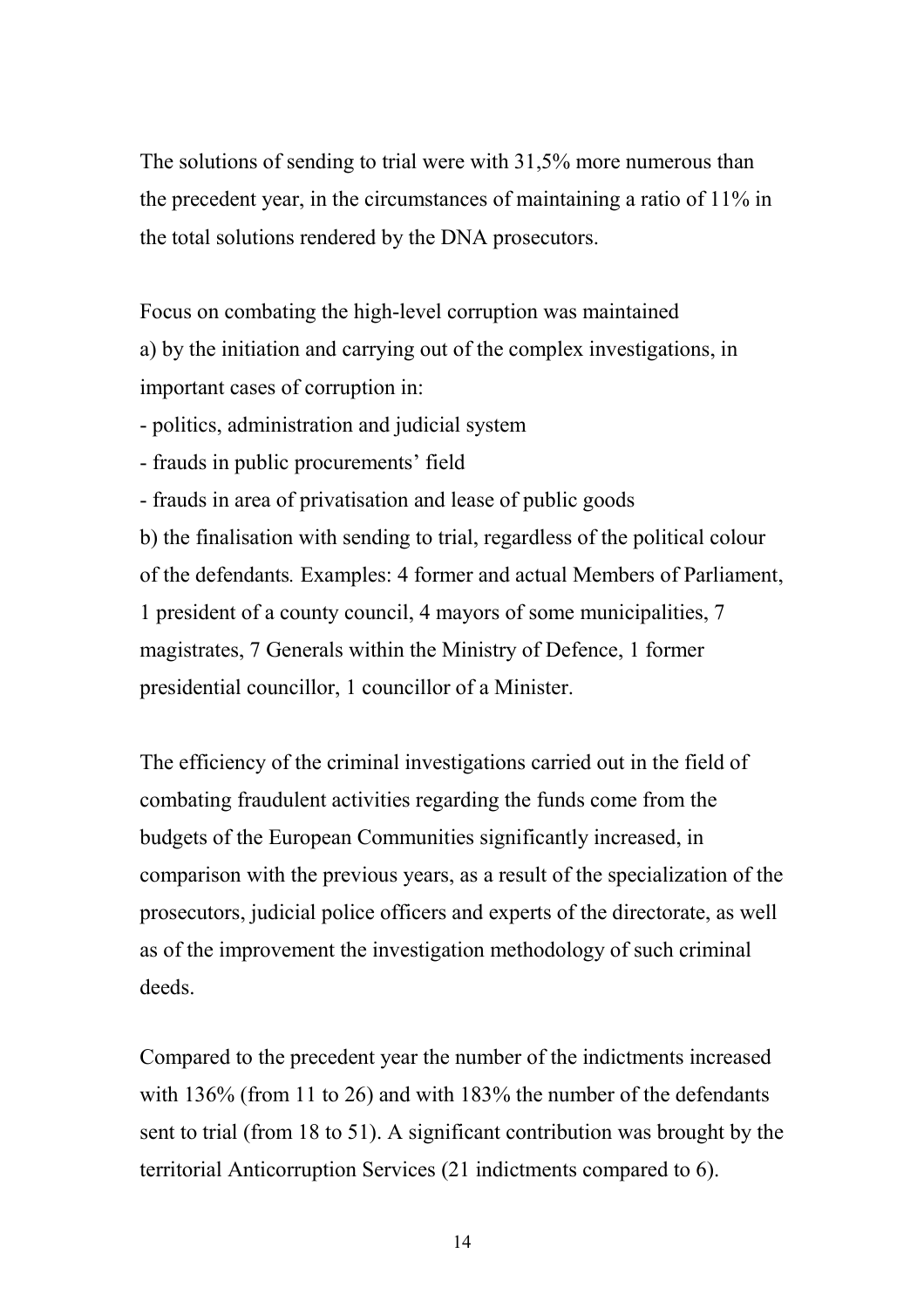The solutions of sending to trial were with 31,5% more numerous than the precedent year, in the circumstances of maintaining a ratio of 11% in the total solutions rendered by the DNA prosecutors.

Focus on combating the high-level corruption was maintained

a) by the initiation and carrying out of the complex investigations, in important cases of corruption in:

- politics, administration and judicial system
- frauds in public procurements' field
- frauds in area of privatisation and lease of public goods

b) the finalisation with sending to trial, regardless of the political colour of the defendants. Examples: 4 former and actual Members of Parliament, 1 president of a county council, 4 mayors of some municipalities, 7 magistrates, 7 Generals within the Ministry of Defence, 1 former presidential councillor, 1 councillor of a Minister.

The efficiency of the criminal investigations carried out in the field of combating fraudulent activities regarding the funds come from the budgets of the European Communities significantly increased, in comparison with the previous years, as a result of the specialization of the prosecutors, judicial police officers and experts of the directorate, as well as of the improvement the investigation methodology of such criminal deeds.

Compared to the precedent year the number of the indictments increased with 136% (from 11 to 26) and with 183% the number of the defendants sent to trial (from 18 to 51). A significant contribution was brought by the territorial Anticorruption Services (21 indictments compared to 6).